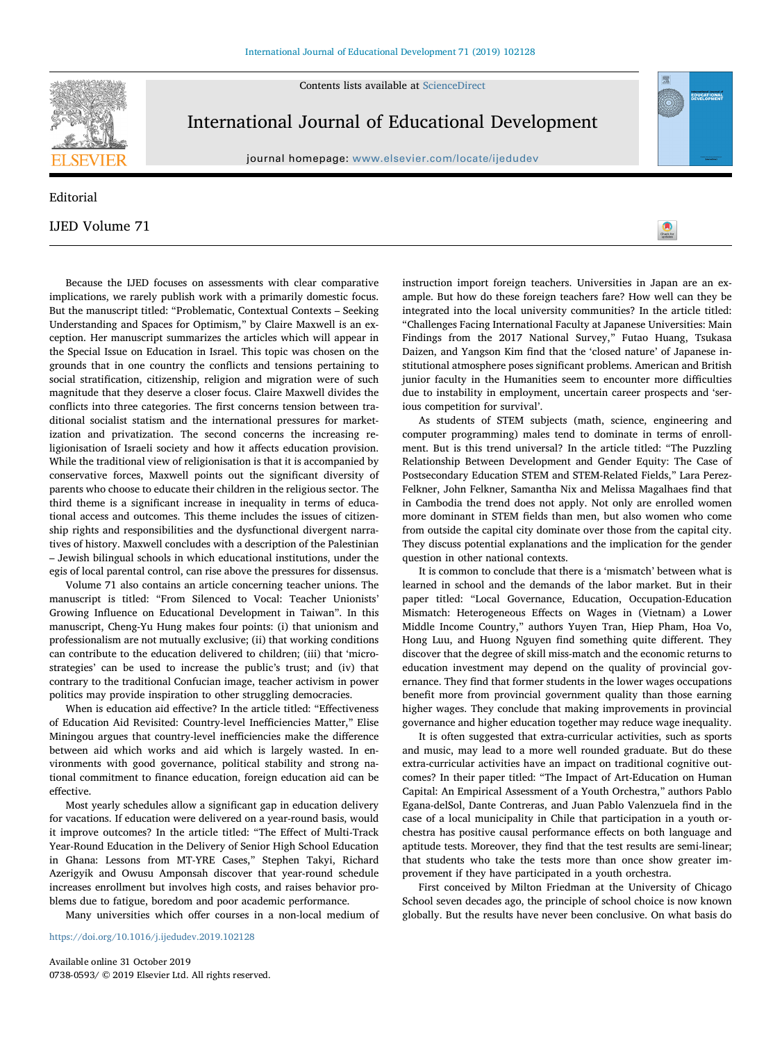Editorial

# IJED Volume 71

Because the IJED focuses on assessments with clear comparative implications, we rarely publish work with a primarily domestic focus. But the manuscript titled: "Problematic, Contextual Contexts – Seeking Understanding and Spaces for Optimism," by Claire Maxwell is an exception. Her manuscript summarizes the articles which will appear in the Special Issue on Education in Israel. This topic was chosen on the grounds that in one country the conflicts and tensions pertaining to social stratification, citizenship, religion and migration were of such magnitude that they deserve a closer focus. Claire Maxwell divides the conflicts into three categories. The first concerns tension between traditional socialist statism and the international pressures for marketization and privatization. The second concerns the increasing religionisation of Israeli society and how it affects education provision. While the traditional view of religionisation is that it is accompanied by conservative forces, Maxwell points out the significant diversity of parents who choose to educate their children in the religious sector. The third theme is a significant increase in inequality in terms of educational access and outcomes. This theme includes the issues of citizenship rights and responsibilities and the dysfunctional divergent narratives of history. Maxwell concludes with a description of the Palestinian – Jewish bilingual schools in which educational institutions, under the egis of local parental control, can rise above the pressures for dissensus.

Volume 71 also contains an article concerning teacher unions. The manuscript is titled: "From Silenced to Vocal: Teacher Unionists' Growing Influence on Educational Development in Taiwan". In this manuscript, Cheng-Yu Hung makes four points: (i) that unionism and professionalism are not mutually exclusive; (ii) that working conditions can contribute to the education delivered to children; (iii) that 'micro-strategies' can be used to increase the public's trust; and (iv) that contrary to the traditional Confucian image, teacher activism in power politics may provide inspiration to other struggling democracies.

When is education aid effective? In the article titled: "Effectiveness of Education Aid Revisited: Country-level Inefficiencies Matter," Elise Miningou argues that country-level inefficiencies make the difference between aid which works and aid which is largely wasted. In environments with good governance, political stability and strong national commitment to finance education, foreign education aid can be effective.

Most yearly schedules allow a significant gap in education delivery for vacations. If education were delivered on a year-round basis, would it improve outcomes? In the article titled: "The Effect of Multi-Track Year-Round Education in the Delivery of Senior High School Education in Ghana: Lessons from MT-YRE Cases," Stephen Takyi, Richard Azerigyik and Owusu Amponsah discover that year-round schedule increases enrollment but involves high costs, and raises behavior problems due to fatigue, boredom and poor academic performance.

Many universities which offer courses in a non-local medium of instruction import foreign teachers. Universities in Japan are an example. But how do these foreign teachers fare? How well can they be integrated into the local university communities? In the article titled: "Challenges Facing International Faculty at Japanese Universities: Main Findings from the 2017 National Survey," Futao Huang, Tsukasa Daizen, and Yangson Kim find that the 'closed nature' of Japanese institutional atmosphere poses significant problems. American and British junior faculty in the Humanities seem to encounter more difficulties due to instability in employment, uncertain career prospects and 'serious competition for survival'.

As students of STEM subjects (math, science, engineering and computer programming) males tend to dominate in terms of enrollment. But is this trend universal? In the article titled: "The Puzzling Relationship Between Development and Gender Equity: The Case of Postsecondary Education STEM and STEM-Related Fields," Lara Perez-Felkner, John Felkner, Samantha Nix and Melissa Magalhaes find that in Cambodia the trend does not apply. Not only are enrolled women more dominant in STEM fields than men, but also women who come from outside the capital city dominate over those from the capital city. They discuss potential explanations and the implication for the gender question in other national contexts.

It is common to conclude that there is a 'mismatch' between what is learned in school and the demands of the labor market. But in their paper titled: "Local Governance, Education, Occupation-Education Mismatch: Heterogeneous Effects on Wages in (Vietnam) a Lower Middle Income Country," authors Yuyen Tran, Hiep Pham, Hoa Vo, Hong Luu, and Huong Nguyen find something quite different. They discover that the degree of skill miss-match and the economic returns to education investment may depend on the quality of provincial governance. They find that former students in the lower wages occupations benefit more from provincial government quality than those earning higher wages. They conclude that making improvements in provincial governance and higher education together may reduce wage inequality.

It is often suggested that extra-curricular activities, such as sports and music, may lead to a more well rounded graduate. But do these extra-curricular activities have an impact on traditional cognitive outcomes? In their paper titled: "The Impact of Art-Education on Human Capital: An Empirical Assessment of a Youth Orchestra," authors Pablo Egana-delSol, Dante Contreras, and Juan Pablo Valenzuela find in the case of a local municipality in Chile that participation in a youth orchestra has positive causal performance effects on both language and aptitude tests. Moreover, they find that the test results are semi-linear; that students who take the tests more than once show greater improvement if they have participated in a youth orchestra.

First conceived by Milton Friedman at the University of Chicago School seven decades ago, the principle of school choice is now known globally. But the results have never been conclusive. On what basis do

https://doi.org/10.1016/j.ijedudev.2019.102128

Available online 31 October 2019
0738-0593/ © 2019 Elsevier Ltd. All rights reserved.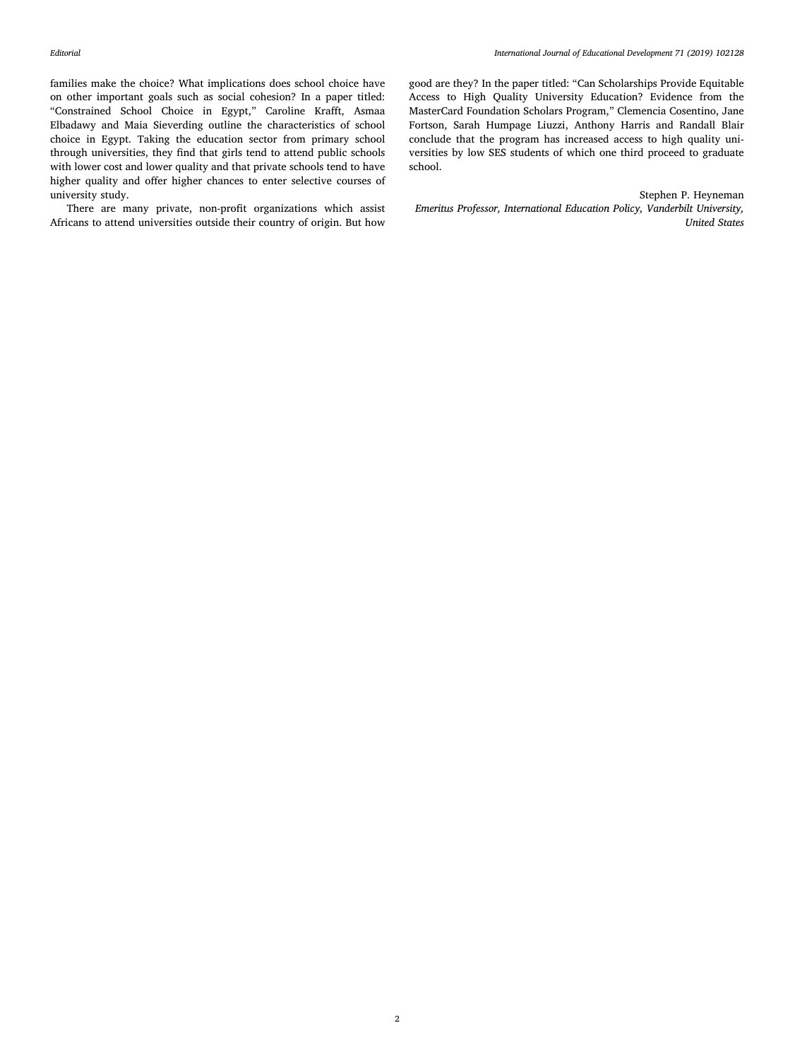families make the choice? What implications does school choice have on other important goals such as social cohesion? In a paper titled: "Constrained School Choice in Egypt," Caroline Krafft, Asmaa Elbadawy and Maia Sieverding outline the characteristics of school choice in Egypt. Taking the education sector from primary school through universities, they find that girls tend to attend public schools with lower cost and lower quality and that private schools tend to have higher quality and offer higher chances to enter selective courses of university study.

There are many private, non-profit organizations which assist Africans to attend universities outside their country of origin. But how good are they? In the paper titled: "Can Scholarships Provide Equitable Access to High Quality University Education? Evidence from the MasterCard Foundation Scholars Program," Clemencia Cosentino, Jane Fortson, Sarah Humpage Liuzzi, Anthony Harris and Randall Blair conclude that the program has increased access to high quality universities by low SES students of which one third proceed to graduate school.

Stephen P. Heyneman
*Emeritus Professor, International Education Policy, Vanderbilt University, United States*